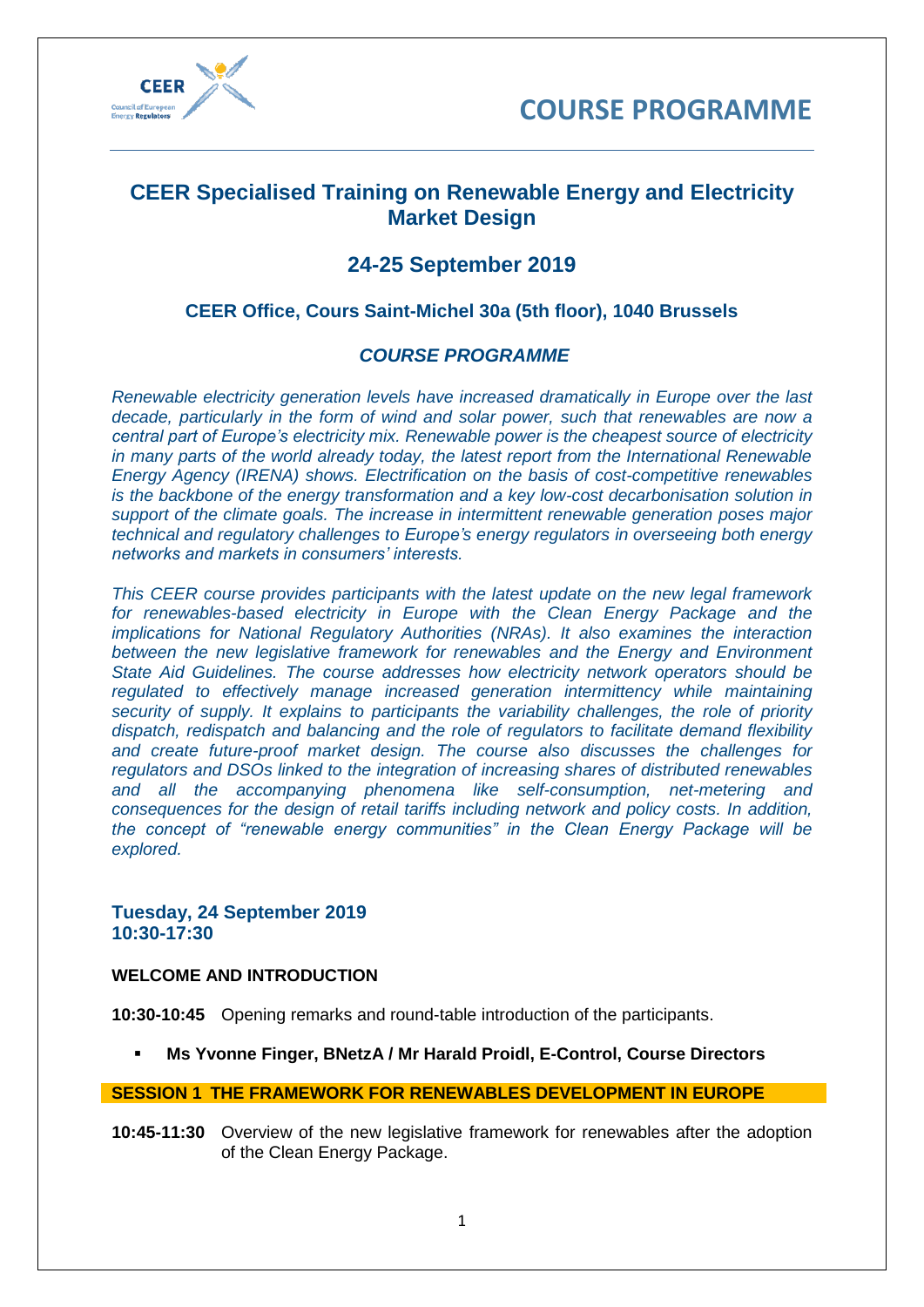# COURSE PROGRAMME

## CEER Specialised Training on Renewable Energy and Electricity Market Design

## 24-25 September 2019

### CEER Office, Cours Saint-Michel 30a (5th floor), 1040 Brussels

### *COURSE PROGRAMME*

*Renewable electricity generation levels have increased dramatically in Europe over the last decade, particularly in the form of wind and solar power, such that renewables are now a central part of Europe's electricity mix. Renewable power is the cheapest source of electricity in many parts of the world already today, the latest report from the International Renewable Energy Agency (IRENA) shows. Electrification on the basis of cost-competitive renewables is the backbone of the energy transformation and a key low-cost decarbonisation solution in support of the climate goals. The increase in intermittent renewable generation poses major technical and regulatory challenges to Europe's energy regulators in overseeing both energy networks and markets in consumers' interests.*

*This CEER course provides participants with the latest update on the new legal framework for renewables-based electricity in Europe with the Clean Energy Package and the implications for National Regulatory Authorities (NRAs). It also examines the interaction between the new legislative framework for renewables and the Energy and Environment State Aid Guidelines. The course addresses how electricity network operators should be regulated to effectively manage increased generation intermittency while maintaining security of supply. It explains to participants the variability challenges, the role of priority dispatch, redispatch and balancing and the role of regulators to facilitate demand flexibility and create future-proof market design. The course also discusses the challenges for regulators and DSOs linked to the integration of increasing shares of distributed renewables and all the accompanying phenomena like self-consumption, net-metering and consequences for the design of retail tariffs including network and policy costs. In addition, the concept of "renewable energy communities" in the Clean Energy Package will be explored.*

### Tuesday, 24 September 2019
### 10:30-17:30

**WELCOME AND INTRODUCTION**

**10:30-10:45** Opening remarks and round-table introduction of the participants.

- **Ms Yvonne Finger, BNetzA / Mr Harald Proidl, E-Control, Course Directors**

**SESSION 1 THE FRAMEWORK FOR RENEWABLES DEVELOPMENT IN EUROPE**

**10:45-11:30** Overview of the new legislative framework for renewables after the adoption of the Clean Energy Package.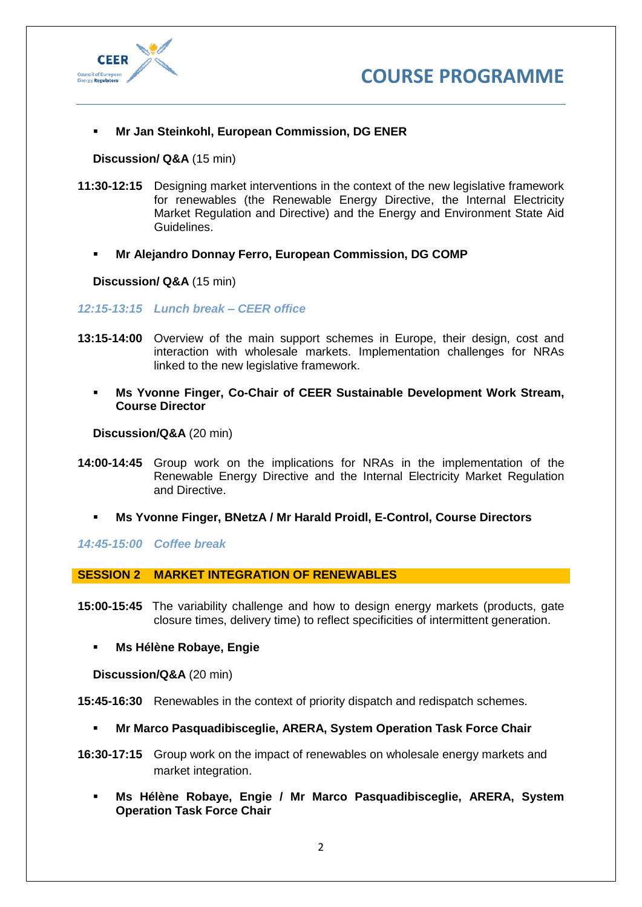- **Mr Jan Steinkohl, European Commission, DG ENER**

**Discussion/ Q&A** (15 min)

**11:30-12:15** Designing market interventions in the context of the new legislative framework for renewables (the Renewable Energy Directive, the Internal Electricity Market Regulation and Directive) and the Energy and Environment State Aid Guidelines.

- **Mr Alejandro Donnay Ferro, European Commission, DG COMP**

**Discussion/ Q&A** (15 min)

*12:15-13:15 Lunch break – CEER office*

**13:15-14:00** Overview of the main support schemes in Europe, their design, cost and interaction with wholesale markets. Implementation challenges for NRAs linked to the new legislative framework.

- **Ms Yvonne Finger, Co-Chair of CEER Sustainable Development Work Stream, Course Director**

**Discussion/Q&A** (20 min)

**14:00-14:45** Group work on the implications for NRAs in the implementation of the Renewable Energy Directive and the Internal Electricity Market Regulation and Directive.

- **Ms Yvonne Finger, BNetzA / Mr Harald Proidl, E-Control, Course Directors**

*14:45-15:00 Coffee break*

## SESSION 2 MARKET INTEGRATION OF RENEWABLES

**15:00-15:45** The variability challenge and how to design energy markets (products, gate closure times, delivery time) to reflect specificities of intermittent generation.

- **Ms Hélène Robaye, Engie**

**Discussion/Q&A** (20 min)

**15:45-16:30** Renewables in the context of priority dispatch and redispatch schemes.

- **Mr Marco Pasquadibisceglie, ARERA, System Operation Task Force Chair**

**16:30-17:15** Group work on the impact of renewables on wholesale energy markets and market integration.

- **Ms Hélène Robaye, Engie / Mr Marco Pasquadibisceglie, ARERA, System Operation Task Force Chair**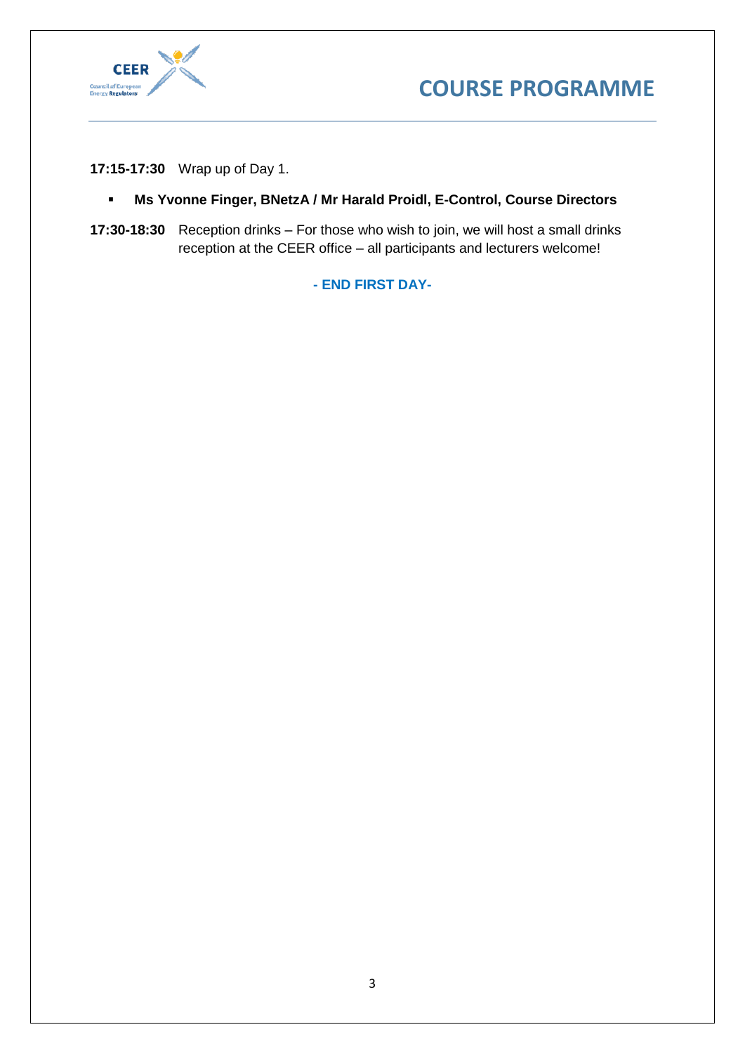**17:15-17:30** Wrap up of Day 1.

- **Ms Yvonne Finger, BNetzA / Mr Harald Proidl, E-Control, Course Directors**

**17:30-18:30** Reception drinks – For those who wish to join, we will host a small drinks reception at the CEER office – all participants and lecturers welcome!

**- END FIRST DAY-**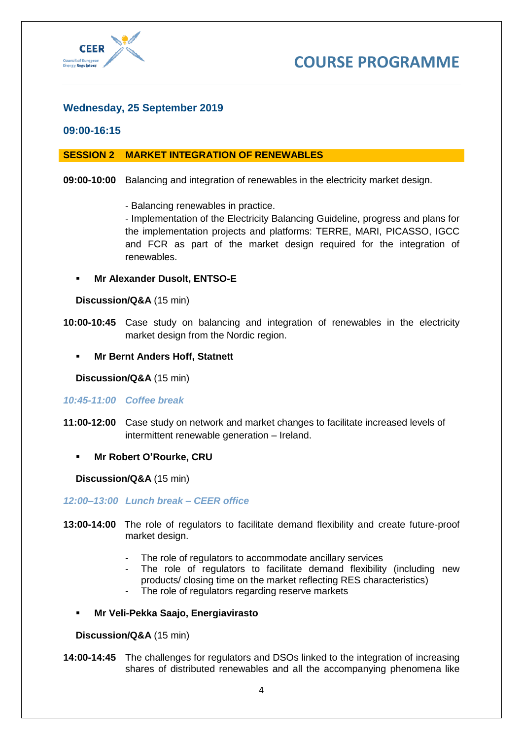# COURSE PROGRAMME

### Wednesday, 25 September 2019

### 09:00-16:15

**SESSION 2 MARKET INTEGRATION OF RENEWABLES**

**09:00-10:00** Balancing and integration of renewables in the electricity market design.

- Balancing renewables in practice.
- Implementation of the Electricity Balancing Guideline, progress and plans for the implementation projects and platforms: TERRE, MARI, PICASSO, IGCC and FCR as part of the market design required for the integration of renewables.

- **Mr Alexander Dusolt, ENTSO-E**

**Discussion/Q&A** (15 min)

**10:00-10:45** Case study on balancing and integration of renewables in the electricity market design from the Nordic region.

- **Mr Bernt Anders Hoff, Statnett**

**Discussion/Q&A** (15 min)

*10:45-11:00 Coffee break*

**11:00-12:00** Case study on network and market changes to facilitate increased levels of intermittent renewable generation – Ireland.

- **Mr Robert O'Rourke, CRU**

**Discussion/Q&A** (15 min)

*12:00–13:00 Lunch break – CEER office*

**13:00-14:00** The role of regulators to facilitate demand flexibility and create future-proof market design.

- The role of regulators to accommodate ancillary services
- The role of regulators to facilitate demand flexibility (including new products/ closing time on the market reflecting RES characteristics)
- The role of regulators regarding reserve markets

- **Mr Veli-Pekka Saajo, Energiavirasto**

**Discussion/Q&A** (15 min)

**14:00-14:45** The challenges for regulators and DSOs linked to the integration of increasing shares of distributed renewables and all the accompanying phenomena like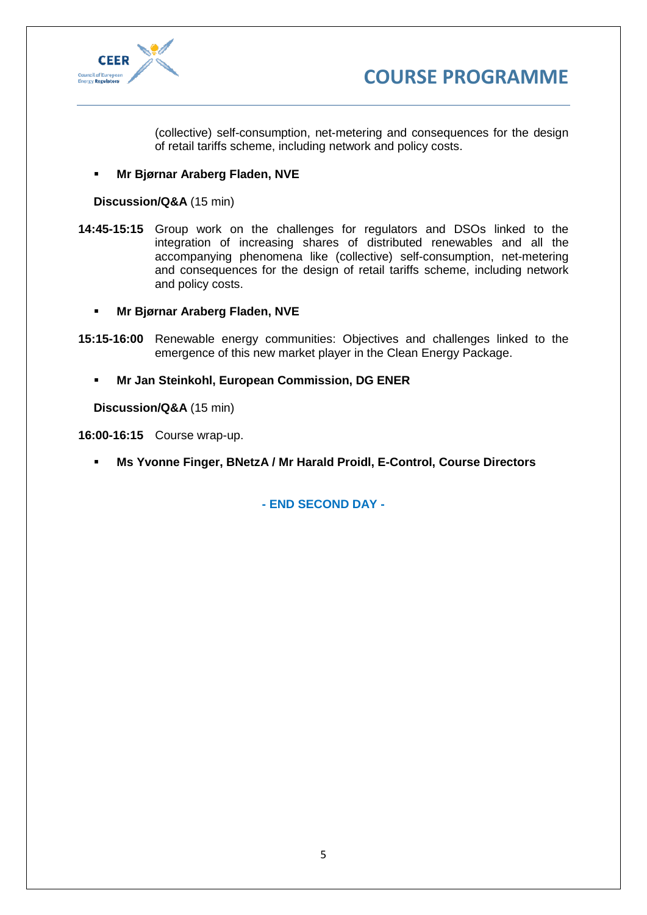(collective) self-consumption, net-metering and consequences for the design of retail tariffs scheme, including network and policy costs.

- **Mr Bjørnar Araberg Fladen, NVE**

**Discussion/Q&A** (15 min)

**14:45-15:15** Group work on the challenges for regulators and DSOs linked to the integration of increasing shares of distributed renewables and all the accompanying phenomena like (collective) self-consumption, net-metering and consequences for the design of retail tariffs scheme, including network and policy costs.

- **Mr Bjørnar Araberg Fladen, NVE**

**15:15-16:00** Renewable energy communities: Objectives and challenges linked to the emergence of this new market player in the Clean Energy Package.

- **Mr Jan Steinkohl, European Commission, DG ENER**

**Discussion/Q&A** (15 min)

**16:00-16:15** Course wrap-up.

- **Ms Yvonne Finger, BNetzA / Mr Harald Proidl, E-Control, Course Directors**

**- END SECOND DAY -**